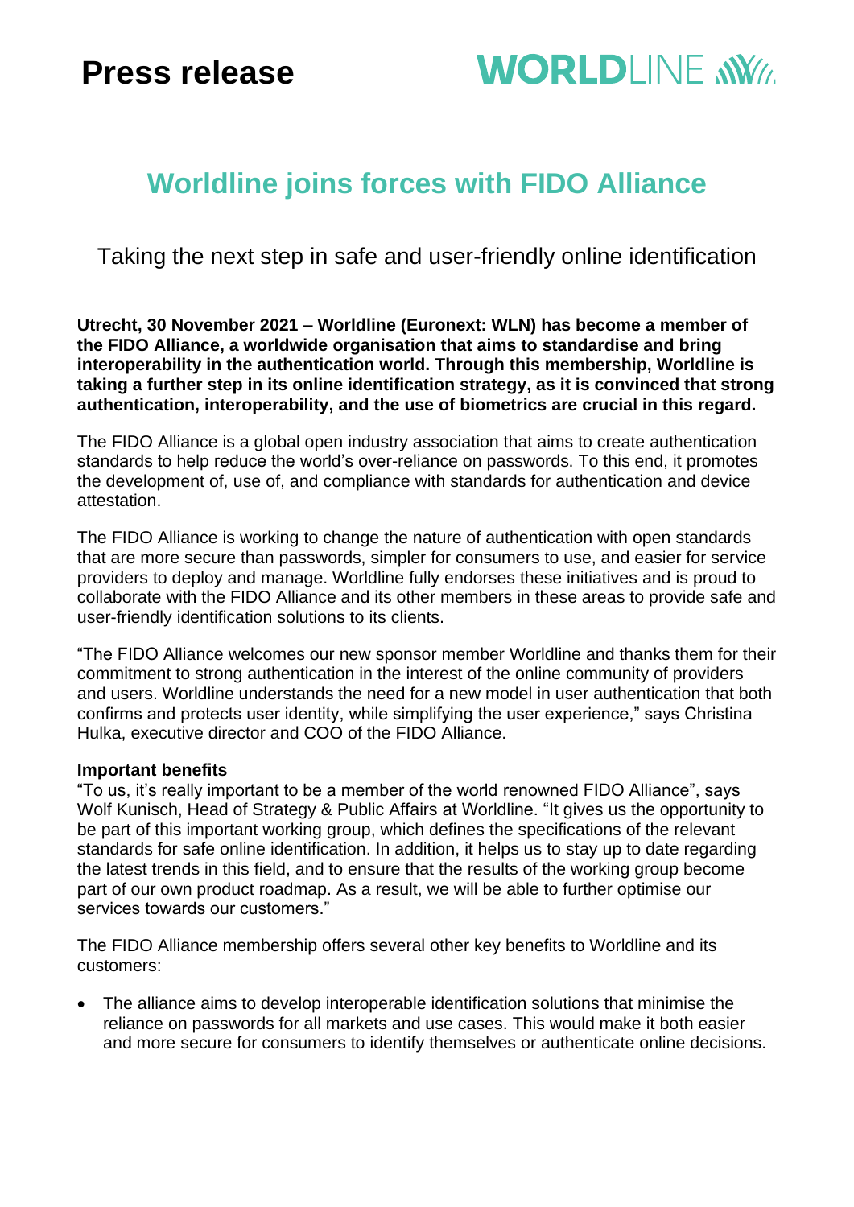**Press release**

WORLDLINE

# Worldline joins forces with FIDO Alliance

## Taking the next step in safe and user-friendly online identification

**Utrecht, 30 November 2021 – Worldline (Euronext: WLN) has become a member of the FIDO Alliance, a worldwide organisation that aims to standardise and bring interoperability in the authentication world. Through this membership, Worldline is taking a further step in its online identification strategy, as it is convinced that strong authentication, interoperability, and the use of biometrics are crucial in this regard.**

The FIDO Alliance is a global open industry association that aims to create authentication standards to help reduce the world's over-reliance on passwords. To this end, it promotes the development of, use of, and compliance with standards for authentication and device attestation.

The FIDO Alliance is working to change the nature of authentication with open standards that are more secure than passwords, simpler for consumers to use, and easier for service providers to deploy and manage. Worldline fully endorses these initiatives and is proud to collaborate with the FIDO Alliance and its other members in these areas to provide safe and user-friendly identification solutions to its clients.

"The FIDO Alliance welcomes our new sponsor member Worldline and thanks them for their commitment to strong authentication in the interest of the online community of providers and users. Worldline understands the need for a new model in user authentication that both confirms and protects user identity, while simplifying the user experience," says Christina Hulka, executive director and COO of the FIDO Alliance.

**Important benefits**

"To us, it's really important to be a member of the world renowned FIDO Alliance", says Wolf Kunisch, Head of Strategy & Public Affairs at Worldline. "It gives us the opportunity to be part of this important working group, which defines the specifications of the relevant standards for safe online identification. In addition, it helps us to stay up to date regarding the latest trends in this field, and to ensure that the results of the working group become part of our own product roadmap. As a result, we will be able to further optimise our services towards our customers."

The FIDO Alliance membership offers several other key benefits to Worldline and its customers:

- The alliance aims to develop interoperable identification solutions that minimise the reliance on passwords for all markets and use cases. This would make it both easier and more secure for consumers to identify themselves or authenticate online decisions.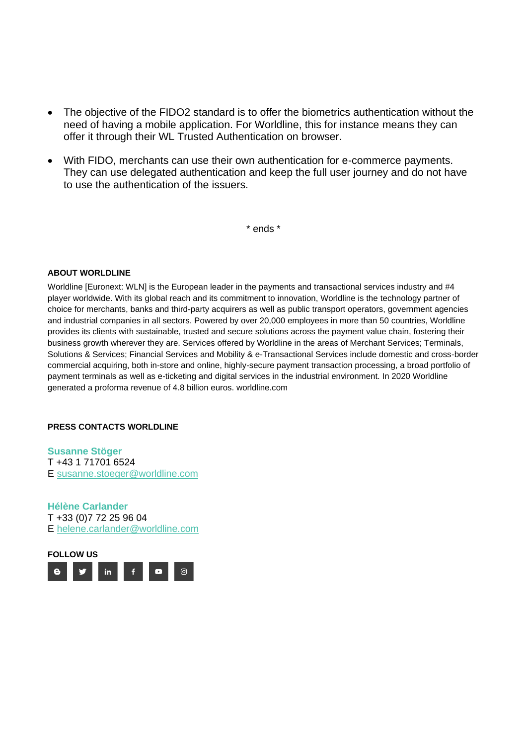- The objective of the FIDO2 standard is to offer the biometrics authentication without the need of having a mobile application. For Worldline, this for instance means they can offer it through their WL Trusted Authentication on browser.

- With FIDO, merchants can use their own authentication for e-commerce payments. They can use delegated authentication and keep the full user journey and do not have to use the authentication of the issuers.

\* ends \*

**ABOUT WORLDLINE**

Worldline [Euronext: WLN] is the European leader in the payments and transactional services industry and #4 player worldwide. With its global reach and its commitment to innovation, Worldline is the technology partner of choice for merchants, banks and third-party acquirers as well as public transport operators, government agencies and industrial companies in all sectors. Powered by over 20,000 employees in more than 50 countries, Worldline provides its clients with sustainable, trusted and secure solutions across the payment value chain, fostering their business growth wherever they are. Services offered by Worldline in the areas of Merchant Services; Terminals, Solutions & Services; Financial Services and Mobility & e-Transactional Services include domestic and cross-border commercial acquiring, both in-store and online, highly-secure payment transaction processing, a broad portfolio of payment terminals as well as e-ticketing and digital services in the industrial environment. In 2020 Worldline generated a proforma revenue of 4.8 billion euros. worldline.com

**PRESS CONTACTS WORLDLINE**

**Susanne Stöger**
T +43 1 71701 6524
E susanne.stoeger@worldline.com

**Hélène Carlander**
T +33 (0)7 72 25 96 04
E helene.carlander@worldline.com

**FOLLOW US**